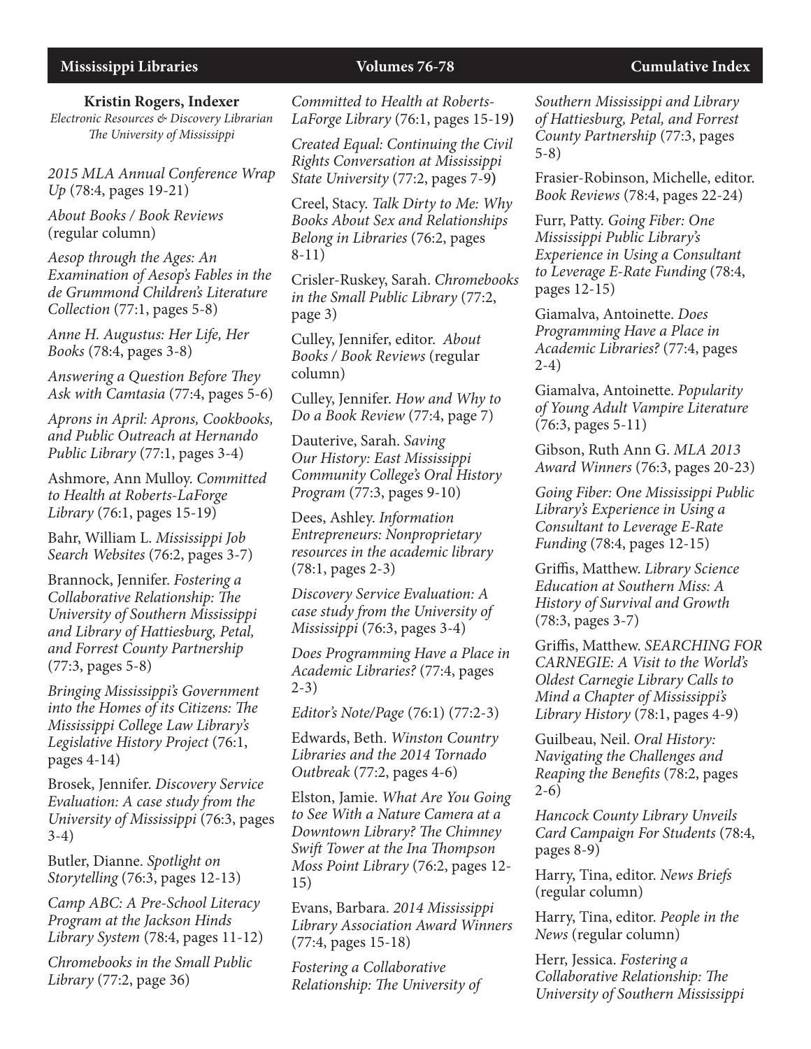**Kristin Rogers, Indexer**
*Electronic Resources & Discovery Librarian*
*The University of Mississippi*

*2015 MLA Annual Conference Wrap Up* (78:4, pages 19-21)

*About Books / Book Reviews* (regular column)

*Aesop through the Ages: An Examination of Aesop's Fables in the de Grummond Children's Literature Collection* (77:1, pages 5-8)

*Anne H. Augustus: Her Life, Her Books* (78:4, pages 3-8)

*Answering a Question Before They Ask with Camtasia* (77:4, pages 5-6)

*Aprons in April: Aprons, Cookbooks, and Public Outreach at Hernando Public Library* (77:1, pages 3-4)

Ashmore, Ann Mulloy. *Committed to Health at Roberts-LaForge Library* (76:1, pages 15-19)

Bahr, William L. *Mississippi Job Search Websites* (76:2, pages 3-7)

Brannock, Jennifer. *Fostering a Collaborative Relationship: The University of Southern Mississippi and Library of Hattiesburg, Petal, and Forrest County Partnership* (77:3, pages 5-8)

*Bringing Mississippi's Government into the Homes of its Citizens: The Mississippi College Law Library's Legislative History Project* (76:1, pages 4-14)

Brosek, Jennifer. *Discovery Service Evaluation: A case study from the University of Mississippi* (76:3, pages 3-4)

Butler, Dianne. *Spotlight on Storytelling* (76:3, pages 12-13)

*Camp ABC: A Pre-School Literacy Program at the Jackson Hinds Library System* (78:4, pages 11-12)

*Chromebooks in the Small Public Library* (77:2, page 36)

*Committed to Health at Roberts-LaForge Library* (76:1, pages 15-19)

*Created Equal: Continuing the Civil Rights Conversation at Mississippi State University* (77:2, pages 7-9)

Creel, Stacy. *Talk Dirty to Me: Why Books About Sex and Relationships Belong in Libraries* (76:2, pages 8-11)

Crisler-Ruskey, Sarah. *Chromebooks in the Small Public Library* (77:2, page 3)

Culley, Jennifer, editor. *About Books / Book Reviews* (regular column)

Culley, Jennifer. *How and Why to Do a Book Review* (77:4, page 7)

Dauterive, Sarah. *Saving Our History: East Mississippi Community College's Oral History Program* (77:3, pages 9-10)

Dees, Ashley. *Information Entrepreneurs: Nonproprietary resources in the academic library* (78:1, pages 2-3)

*Discovery Service Evaluation: A case study from the University of Mississippi* (76:3, pages 3-4)

*Does Programming Have a Place in Academic Libraries?* (77:4, pages 2-3)

*Editor's Note/Page* (76:1) (77:2-3)

Edwards, Beth. *Winston Country Libraries and the 2014 Tornado Outbreak* (77:2, pages 4-6)

Elston, Jamie. *What Are You Going to See With a Nature Camera at a Downtown Library? The Chimney Swift Tower at the Ina Thompson Moss Point Library* (76:2, pages 12-15)

Evans, Barbara. *2014 Mississippi Library Association Award Winners* (77:4, pages 15-18)

*Fostering a Collaborative Relationship: The University of Southern Mississippi and Library of Hattiesburg, Petal, and Forrest County Partnership* (77:3, pages 5-8)

Frasier-Robinson, Michelle, editor. *Book Reviews* (78:4, pages 22-24)

Furr, Patty. *Going Fiber: One Mississippi Public Library's Experience in Using a Consultant to Leverage E-Rate Funding* (78:4, pages 12-15)

Giamalva, Antoinette. *Does Programming Have a Place in Academic Libraries?* (77:4, pages 2-4)

Giamalva, Antoinette. *Popularity of Young Adult Vampire Literature* (76:3, pages 5-11)

Gibson, Ruth Ann G. *MLA 2013 Award Winners* (76:3, pages 20-23)

*Going Fiber: One Mississippi Public Library's Experience in Using a Consultant to Leverage E-Rate Funding* (78:4, pages 12-15)

Griffis, Matthew. *Library Science Education at Southern Miss: A History of Survival and Growth* (78:3, pages 3-7)

Griffis, Matthew. *SEARCHING FOR CARNEGIE: A Visit to the World's Oldest Carnegie Library Calls to Mind a Chapter of Mississippi's Library History* (78:1, pages 4-9)

Guilbeau, Neil. *Oral History: Navigating the Challenges and Reaping the Benefits* (78:2, pages 2-6)

*Hancock County Library Unveils Card Campaign For Students* (78:4, pages 8-9)

Harry, Tina, editor. *News Briefs* (regular column)

Harry, Tina, editor. *People in the News* (regular column)

Herr, Jessica. *Fostering a Collaborative Relationship: The University of Southern Mississippi*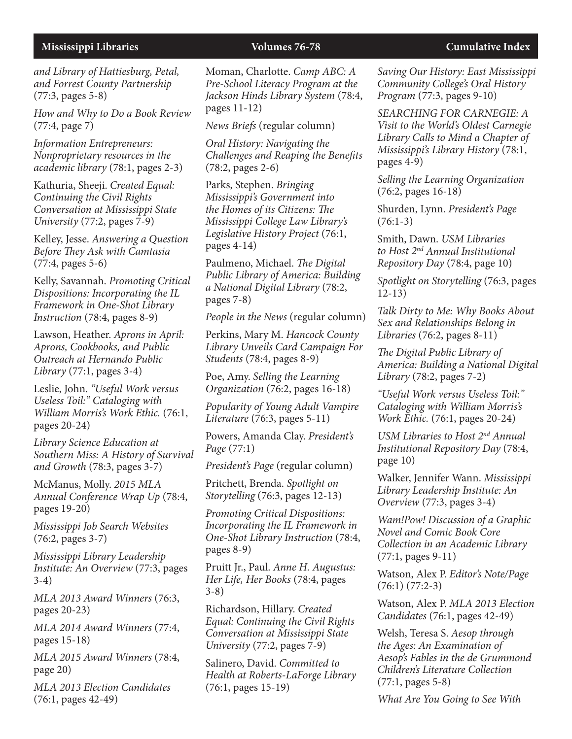*and Library of Hattiesburg, Petal, and Forrest County Partnership* (77:3, pages 5-8)

*How and Why to Do a Book Review* (77:4, page 7)

*Information Entrepreneurs: Nonproprietary resources in the academic library* (78:1, pages 2-3)

Kathuria, Sheeji. *Created Equal: Continuing the Civil Rights Conversation at Mississippi State University* (77:2, pages 7-9)

Kelley, Jesse. *Answering a Question Before They Ask with Camtasia* (77:4, pages 5-6)

Kelly, Savannah. *Promoting Critical Dispositions: Incorporating the IL Framework in One-Shot Library Instruction* (78:4, pages 8-9)

Lawson, Heather. *Aprons in April: Aprons, Cookbooks, and Public Outreach at Hernando Public Library* (77:1, pages 3-4)

Leslie, John. *"Useful Work versus Useless Toil:" Cataloging with William Morris's Work Ethic.* (76:1, pages 20-24)

*Library Science Education at Southern Miss: A History of Survival and Growth* (78:3, pages 3-7)

McManus, Molly. *2015 MLA Annual Conference Wrap Up* (78:4, pages 19-20)

*Mississippi Job Search Websites* (76:2, pages 3-7)

*Mississippi Library Leadership Institute: An Overview* (77:3, pages 3-4)

*MLA 2013 Award Winners* (76:3, pages 20-23)

*MLA 2014 Award Winners* (77:4, pages 15-18)

*MLA 2015 Award Winners* (78:4, page 20)

*MLA 2013 Election Candidates* (76:1, pages 42-49)

Moman, Charlotte. *Camp ABC: A Pre-School Literacy Program at the Jackson Hinds Library System* (78:4, pages 11-12)

*News Briefs* (regular column)

*Oral History: Navigating the Challenges and Reaping the Benefits* (78:2, pages 2-6)

Parks, Stephen. *Bringing Mississippi's Government into the Homes of its Citizens: The Mississippi College Law Library's Legislative History Project* (76:1, pages 4-14)

Paulmeno, Michael. *The Digital Public Library of America: Building a National Digital Library* (78:2, pages 7-8)

*People in the News* (regular column)

Perkins, Mary M. *Hancock County Library Unveils Card Campaign For Students* (78:4, pages 8-9)

Poe, Amy. *Selling the Learning Organization* (76:2, pages 16-18)

*Popularity of Young Adult Vampire Literature* (76:3, pages 5-11)

Powers, Amanda Clay. *President's Page* (77:1)

*President's Page* (regular column)

Pritchett, Brenda. *Spotlight on Storytelling* (76:3, pages 12-13)

*Promoting Critical Dispositions: Incorporating the IL Framework in One-Shot Library Instruction* (78:4, pages 8-9)

Pruitt Jr., Paul. *Anne H. Augustus: Her Life, Her Books* (78:4, pages 3-8)

Richardson, Hillary. *Created Equal: Continuing the Civil Rights Conversation at Mississippi State University* (77:2, pages 7-9)

Salinero, David. *Committed to Health at Roberts-LaForge Library* (76:1, pages 15-19)

*Saving Our History: East Mississippi Community College's Oral History Program* (77:3, pages 9-10)

*SEARCHING FOR CARNEGIE: A Visit to the World's Oldest Carnegie Library Calls to Mind a Chapter of Mississippi's Library History* (78:1, pages 4-9)

*Selling the Learning Organization* (76:2, pages 16-18)

Shurden, Lynn. *President's Page* (76:1-3)

Smith, Dawn. *USM Libraries to Host 2nd Annual Institutional Repository Day* (78:4, page 10)

*Spotlight on Storytelling* (76:3, pages 12-13)

*Talk Dirty to Me: Why Books About Sex and Relationships Belong in Libraries* (76:2, pages 8-11)

*The Digital Public Library of America: Building a National Digital Library* (78:2, pages 7-2)

*"Useful Work versus Useless Toil:" Cataloging with William Morris's Work Ethic.* (76:1, pages 20-24)

*USM Libraries to Host 2nd Annual Institutional Repository Day* (78:4, page 10)

Walker, Jennifer Wann. *Mississippi Library Leadership Institute: An Overview* (77:3, pages 3-4)

*Wam!Pow! Discussion of a Graphic Novel and Comic Book Core Collection in an Academic Library* (77:1, pages 9-11)

Watson, Alex P. *Editor's Note/Page* (76:1) (77:2-3)

Watson, Alex P. *MLA 2013 Election Candidates* (76:1, pages 42-49)

Welsh, Teresa S. *Aesop through the Ages: An Examination of Aesop's Fables in the de Grummond Children's Literature Collection* (77:1, pages 5-8)

*What Are You Going to See With*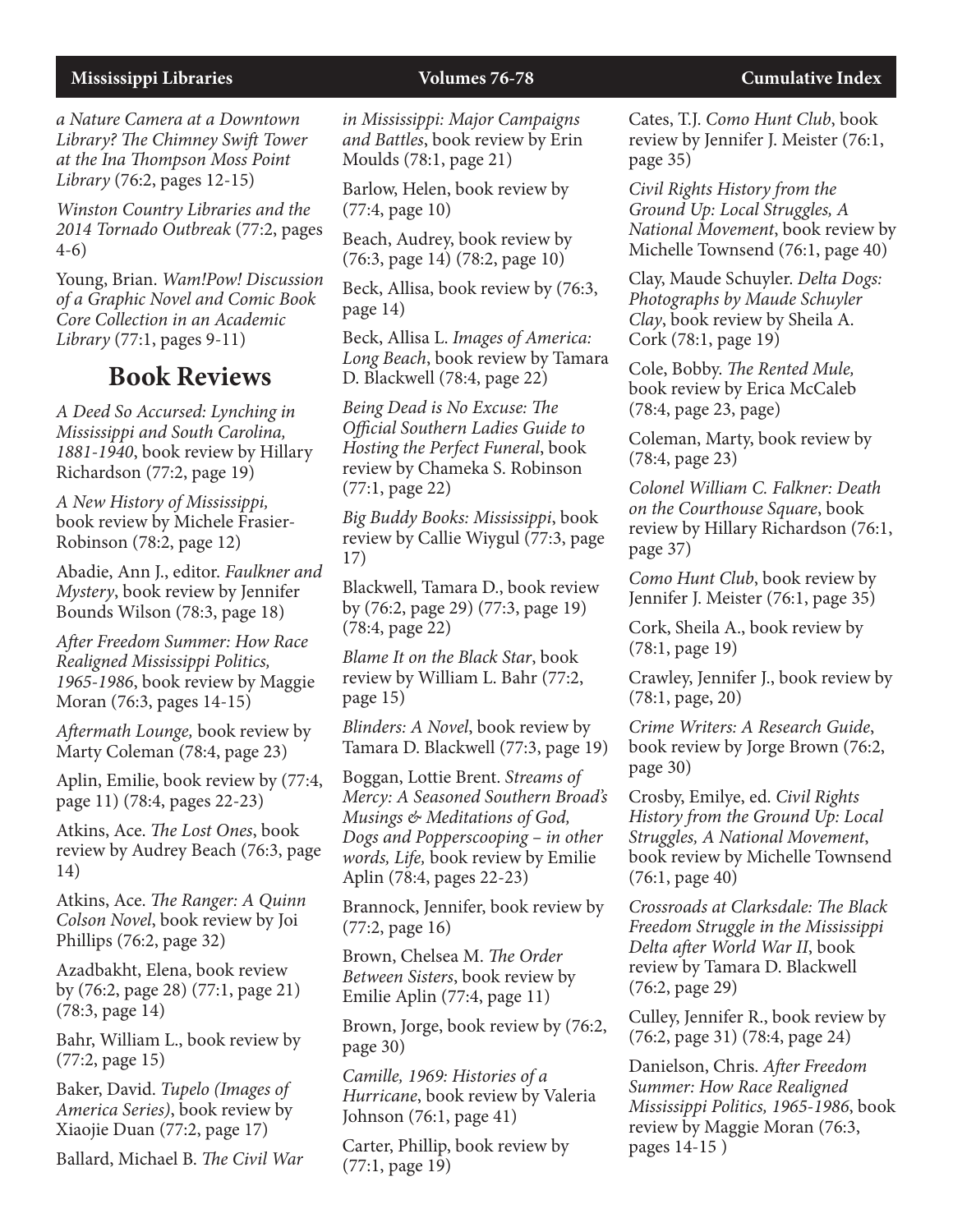*a Nature Camera at a Downtown Library? The Chimney Swift Tower at the Ina Thompson Moss Point Library* (76:2, pages 12-15)

*Winston Country Libraries and the 2014 Tornado Outbreak* (77:2, pages 4-6)

Young, Brian. *Wam!Pow! Discussion of a Graphic Novel and Comic Book Core Collection in an Academic Library* (77:1, pages 9-11)

## Book Reviews

*A Deed So Accursed: Lynching in Mississippi and South Carolina, 1881-1940*, book review by Hillary Richardson (77:2, page 19)

*A New History of Mississippi,* book review by Michele Frasier-Robinson (78:2, page 12)

Abadie, Ann J., editor. *Faulkner and Mystery*, book review by Jennifer Bounds Wilson (78:3, page 18)

*After Freedom Summer: How Race Realigned Mississippi Politics, 1965-1986*, book review by Maggie Moran (76:3, pages 14-15)

*Aftermath Lounge,* book review by Marty Coleman (78:4, page 23)

Aplin, Emilie, book review by (77:4, page 11) (78:4, pages 22-23)

Atkins, Ace. *The Lost Ones*, book review by Audrey Beach (76:3, page 14)

Atkins, Ace. *The Ranger: A Quinn Colson Novel*, book review by Joi Phillips (76:2, page 32)

Azadbakht, Elena, book review by (76:2, page 28) (77:1, page 21) (78:3, page 14)

Bahr, William L., book review by (77:2, page 15)

Baker, David. *Tupelo (Images of America Series)*, book review by Xiaojie Duan (77:2, page 17)

Ballard, Michael B. *The Civil War in Mississippi: Major Campaigns and Battles*, book review by Erin Moulds (78:1, page 21)

Barlow, Helen, book review by (77:4, page 10)

Beach, Audrey, book review by (76:3, page 14) (78:2, page 10)

Beck, Allisa, book review by (76:3, page 14)

Beck, Allisa L. *Images of America: Long Beach*, book review by Tamara D. Blackwell (78:4, page 22)

*Being Dead is No Excuse: The Official Southern Ladies Guide to Hosting the Perfect Funeral*, book review by Chameka S. Robinson (77:1, page 22)

*Big Buddy Books: Mississippi*, book review by Callie Wiygul (77:3, page 17)

Blackwell, Tamara D., book review by (76:2, page 29) (77:3, page 19) (78:4, page 22)

*Blame It on the Black Star*, book review by William L. Bahr (77:2, page 15)

*Blinders: A Novel*, book review by Tamara D. Blackwell (77:3, page 19)

Boggan, Lottie Brent. *Streams of Mercy: A Seasoned Southern Broad's Musings & Meditations of God, Dogs and Popperscooping – in other words, Life,* book review by Emilie Aplin (78:4, pages 22-23)

Brannock, Jennifer, book review by (77:2, page 16)

Brown, Chelsea M. *The Order Between Sisters*, book review by Emilie Aplin (77:4, page 11)

Brown, Jorge, book review by (76:2, page 30)

*Camille, 1969: Histories of a Hurricane*, book review by Valeria Johnson (76:1, page 41)

Carter, Phillip, book review by (77:1, page 19)

Cates, T.J. *Como Hunt Club*, book review by Jennifer J. Meister (76:1, page 35)

*Civil Rights History from the Ground Up: Local Struggles, A National Movement*, book review by Michelle Townsend (76:1, page 40)

Clay, Maude Schuyler. *Delta Dogs: Photographs by Maude Schuyler Clay*, book review by Sheila A. Cork (78:1, page 19)

Cole, Bobby. *The Rented Mule,* book review by Erica McCaleb (78:4, page 23, page)

Coleman, Marty, book review by (78:4, page 23)

*Colonel William C. Falkner: Death on the Courthouse Square*, book review by Hillary Richardson (76:1, page 37)

*Como Hunt Club*, book review by Jennifer J. Meister (76:1, page 35)

Cork, Sheila A., book review by (78:1, page 19)

Crawley, Jennifer J., book review by (78:1, page, 20)

*Crime Writers: A Research Guide*, book review by Jorge Brown (76:2, page 30)

Crosby, Emilye, ed. *Civil Rights History from the Ground Up: Local Struggles, A National Movement*, book review by Michelle Townsend (76:1, page 40)

*Crossroads at Clarksdale: The Black Freedom Struggle in the Mississippi Delta after World War II*, book review by Tamara D. Blackwell (76:2, page 29)

Culley, Jennifer R., book review by (76:2, page 31) (78:4, page 24)

Danielson, Chris. *After Freedom Summer: How Race Realigned Mississippi Politics, 1965-1986*, book review by Maggie Moran (76:3, pages 14-15 )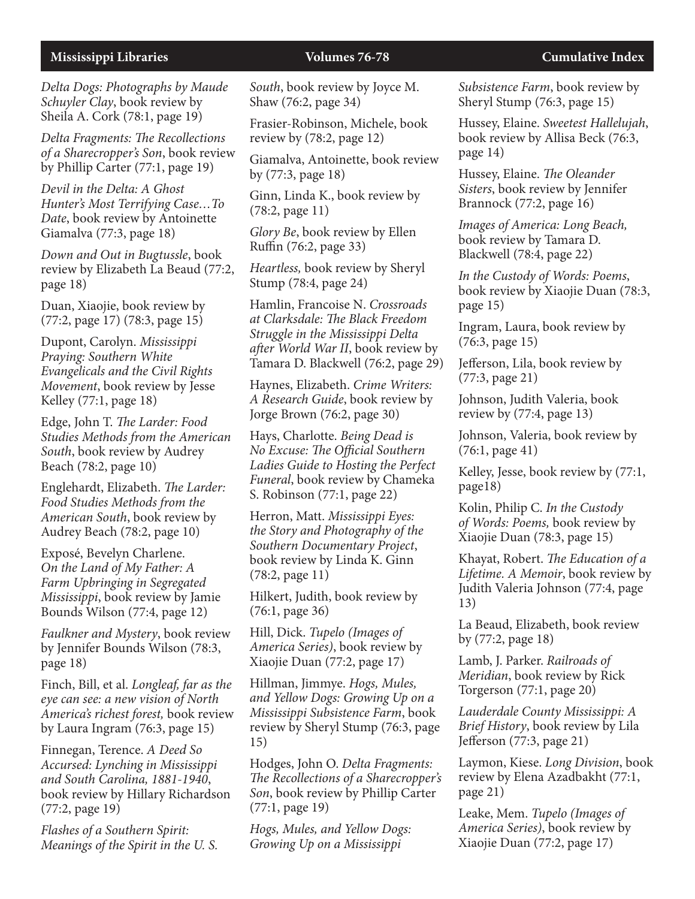*Delta Dogs: Photographs by Maude Schuyler Clay*, book review by Sheila A. Cork (78:1, page 19)

*Delta Fragments: The Recollections of a Sharecropper's Son*, book review by Phillip Carter (77:1, page 19)

*Devil in the Delta: A Ghost Hunter's Most Terrifying Case…To Date*, book review by Antoinette Giamalva (77:3, page 18)

*Down and Out in Bugtussle*, book review by Elizabeth La Beaud (77:2, page 18)

Duan, Xiaojie, book review by (77:2, page 17) (78:3, page 15)

Dupont, Carolyn. *Mississippi Praying: Southern White Evangelicals and the Civil Rights Movement*, book review by Jesse Kelley (77:1, page 18)

Edge, John T. *The Larder: Food Studies Methods from the American South*, book review by Audrey Beach (78:2, page 10)

Englehardt, Elizabeth. *The Larder: Food Studies Methods from the American South*, book review by Audrey Beach (78:2, page 10)

Exposé, Bevelyn Charlene. *On the Land of My Father: A Farm Upbringing in Segregated Mississippi*, book review by Jamie Bounds Wilson (77:4, page 12)

*Faulkner and Mystery*, book review by Jennifer Bounds Wilson (78:3, page 18)

Finch, Bill, et al. *Longleaf, far as the eye can see: a new vision of North America's richest forest,* book review by Laura Ingram (76:3, page 15)

Finnegan, Terence. *A Deed So Accursed: Lynching in Mississippi and South Carolina, 1881-1940*, book review by Hillary Richardson (77:2, page 19)

*Flashes of a Southern Spirit: Meanings of the Spirit in the U. S. South*, book review by Joyce M. Shaw (76:2, page 34)

Frasier-Robinson, Michele, book review by (78:2, page 12)

Giamalva, Antoinette, book review by (77:3, page 18)

Ginn, Linda K., book review by (78:2, page 11)

*Glory Be*, book review by Ellen Ruffin (76:2, page 33)

*Heartless,* book review by Sheryl Stump (78:4, page 24)

Hamlin, Francoise N. *Crossroads at Clarksdale: The Black Freedom Struggle in the Mississippi Delta after World War II*, book review by Tamara D. Blackwell (76:2, page 29)

Haynes, Elizabeth. *Crime Writers: A Research Guide*, book review by Jorge Brown (76:2, page 30)

Hays, Charlotte. *Being Dead is No Excuse: The Official Southern Ladies Guide to Hosting the Perfect Funeral*, book review by Chameka S. Robinson (77:1, page 22)

Herron, Matt. *Mississippi Eyes: the Story and Photography of the Southern Documentary Project*, book review by Linda K. Ginn (78:2, page 11)

Hilkert, Judith, book review by (76:1, page 36)

Hill, Dick. *Tupelo (Images of America Series)*, book review by Xiaojie Duan (77:2, page 17)

Hillman, Jimmye. *Hogs, Mules, and Yellow Dogs: Growing Up on a Mississippi Subsistence Farm*, book review by Sheryl Stump (76:3, page 15)

Hodges, John O. *Delta Fragments: The Recollections of a Sharecropper's Son*, book review by Phillip Carter (77:1, page 19)

*Hogs, Mules, and Yellow Dogs: Growing Up on a Mississippi Subsistence Farm*, book review by Sheryl Stump (76:3, page 15)

Hussey, Elaine. *Sweetest Hallelujah*, book review by Allisa Beck (76:3, page 14)

Hussey, Elaine. *The Oleander Sisters*, book review by Jennifer Brannock (77:2, page 16)

*Images of America: Long Beach,* book review by Tamara D. Blackwell (78:4, page 22)

*In the Custody of Words: Poems*, book review by Xiaojie Duan (78:3, page 15)

Ingram, Laura, book review by (76:3, page 15)

Jefferson, Lila, book review by (77:3, page 21)

Johnson, Judith Valeria, book review by (77:4, page 13)

Johnson, Valeria, book review by (76:1, page 41)

Kelley, Jesse, book review by (77:1, page18)

Kolin, Philip C. *In the Custody of Words: Poems,* book review by Xiaojie Duan (78:3, page 15)

Khayat, Robert. *The Education of a Lifetime. A Memoir*, book review by Judith Valeria Johnson (77:4, page 13)

La Beaud, Elizabeth, book review by (77:2, page 18)

Lamb, J. Parker. *Railroads of Meridian*, book review by Rick Torgerson (77:1, page 20)

*Lauderdale County Mississippi: A Brief History*, book review by Lila Jefferson (77:3, page 21)

Laymon, Kiese. *Long Division*, book review by Elena Azadbakht (77:1, page 21)

Leake, Mem. *Tupelo (Images of America Series)*, book review by Xiaojie Duan (77:2, page 17)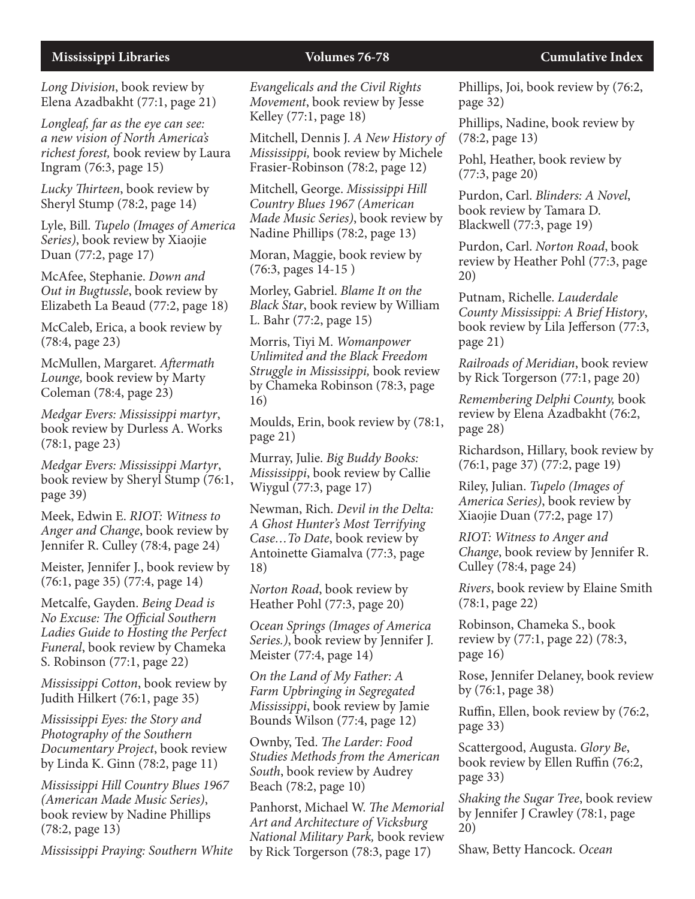*Long Division*, book review by Elena Azadbakht (77:1, page 21)

*Longleaf, far as the eye can see: a new vision of North America's richest forest,* book review by Laura Ingram (76:3, page 15)

*Lucky Thirteen*, book review by Sheryl Stump (78:2, page 14)

Lyle, Bill. *Tupelo (Images of America Series)*, book review by Xiaojie Duan (77:2, page 17)

McAfee, Stephanie. *Down and Out in Bugtussle*, book review by Elizabeth La Beaud (77:2, page 18)

McCaleb, Erica, a book review by (78:4, page 23)

McMullen, Margaret. *Aftermath Lounge,* book review by Marty Coleman (78:4, page 23)

*Medgar Evers: Mississippi martyr*, book review by Durless A. Works (78:1, page 23)

*Medgar Evers: Mississippi Martyr*, book review by Sheryl Stump (76:1, page 39)

Meek, Edwin E. *RIOT: Witness to Anger and Change*, book review by Jennifer R. Culley (78:4, page 24)

Meister, Jennifer J., book review by (76:1, page 35) (77:4, page 14)

Metcalfe, Gayden. *Being Dead is No Excuse: The Official Southern Ladies Guide to Hosting the Perfect Funeral*, book review by Chameka S. Robinson (77:1, page 22)

*Mississippi Cotton*, book review by Judith Hilkert (76:1, page 35)

*Mississippi Eyes: the Story and Photography of the Southern Documentary Project*, book review by Linda K. Ginn (78:2, page 11)

*Mississippi Hill Country Blues 1967 (American Made Music Series)*, book review by Nadine Phillips (78:2, page 13)

*Mississippi Praying: Southern White Evangelicals and the Civil Rights Movement*, book review by Jesse Kelley (77:1, page 18)

Mitchell, Dennis J. *A New History of Mississippi,* book review by Michele Frasier-Robinson (78:2, page 12)

Mitchell, George. *Mississippi Hill Country Blues 1967 (American Made Music Series)*, book review by Nadine Phillips (78:2, page 13)

Moran, Maggie, book review by (76:3, pages 14-15 )

Morley, Gabriel. *Blame It on the Black Star*, book review by William L. Bahr (77:2, page 15)

Morris, Tiyi M. *Womanpower Unlimited and the Black Freedom Struggle in Mississippi,* book review by Chameka Robinson (78:3, page 16)

Moulds, Erin, book review by (78:1, page 21)

Murray, Julie. *Big Buddy Books: Mississippi*, book review by Callie Wiygul (77:3, page 17)

Newman, Rich. *Devil in the Delta: A Ghost Hunter's Most Terrifying Case…To Date*, book review by Antoinette Giamalva (77:3, page 18)

*Norton Road*, book review by Heather Pohl (77:3, page 20)

*Ocean Springs (Images of America Series.)*, book review by Jennifer J. Meister (77:4, page 14)

*On the Land of My Father: A Farm Upbringing in Segregated Mississippi*, book review by Jamie Bounds Wilson (77:4, page 12)

Ownby, Ted. *The Larder: Food Studies Methods from the American South*, book review by Audrey Beach (78:2, page 10)

Panhorst, Michael W. *The Memorial Art and Architecture of Vicksburg National Military Park,* book review by Rick Torgerson (78:3, page 17)

Phillips, Joi, book review by (76:2, page 32)

Phillips, Nadine, book review by (78:2, page 13)

Pohl, Heather, book review by (77:3, page 20)

Purdon, Carl. *Blinders: A Novel*, book review by Tamara D. Blackwell (77:3, page 19)

Purdon, Carl. *Norton Road*, book review by Heather Pohl (77:3, page 20)

Putnam, Richelle. *Lauderdale County Mississippi: A Brief History*, book review by Lila Jefferson (77:3, page 21)

*Railroads of Meridian*, book review by Rick Torgerson (77:1, page 20)

*Remembering Delphi County,* book review by Elena Azadbakht (76:2, page 28)

Richardson, Hillary, book review by (76:1, page 37) (77:2, page 19)

Riley, Julian. *Tupelo (Images of America Series)*, book review by Xiaojie Duan (77:2, page 17)

*RIOT: Witness to Anger and Change*, book review by Jennifer R. Culley (78:4, page 24)

*Rivers*, book review by Elaine Smith (78:1, page 22)

Robinson, Chameka S., book review by (77:1, page 22) (78:3, page 16)

Rose, Jennifer Delaney, book review by (76:1, page 38)

Ruffin, Ellen, book review by (76:2, page 33)

Scattergood, Augusta. *Glory Be*, book review by Ellen Ruffin (76:2, page 33)

*Shaking the Sugar Tree*, book review by Jennifer J Crawley (78:1, page 20)

Shaw, Betty Hancock. *Ocean*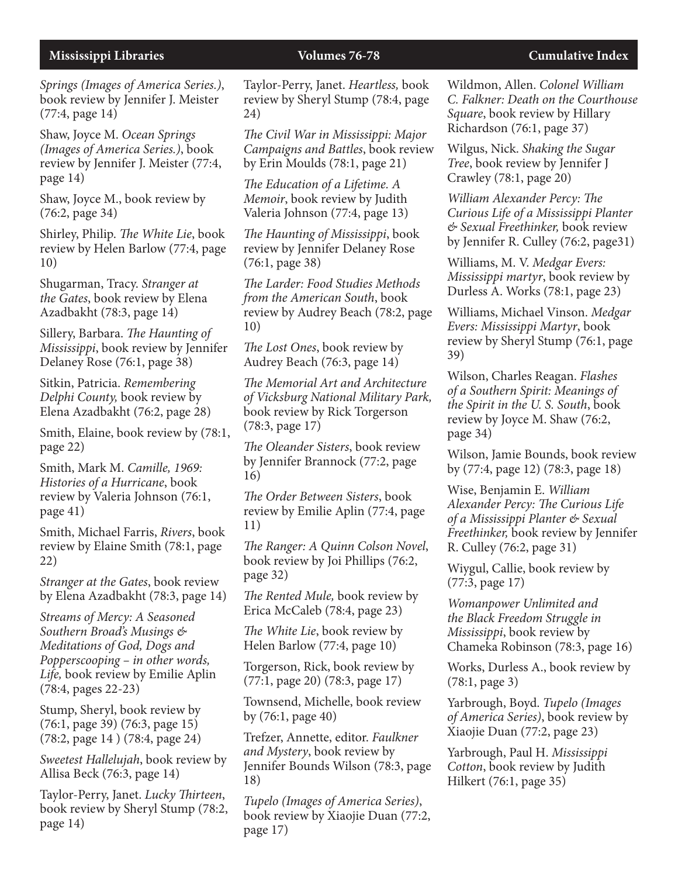*Springs (Images of America Series.)*, book review by Jennifer J. Meister (77:4, page 14)

Shaw, Joyce M. *Ocean Springs (Images of America Series.)*, book review by Jennifer J. Meister (77:4, page 14)

Shaw, Joyce M., book review by (76:2, page 34)

Shirley, Philip. *The White Lie*, book review by Helen Barlow (77:4, page 10)

Shugarman, Tracy. *Stranger at the Gates*, book review by Elena Azadbakht (78:3, page 14)

Sillery, Barbara. *The Haunting of Mississippi*, book review by Jennifer Delaney Rose (76:1, page 38)

Sitkin, Patricia. *Remembering Delphi County,* book review by Elena Azadbakht (76:2, page 28)

Smith, Elaine, book review by (78:1, page 22)

Smith, Mark M. *Camille, 1969: Histories of a Hurricane*, book review by Valeria Johnson (76:1, page 41)

Smith, Michael Farris, *Rivers*, book review by Elaine Smith (78:1, page 22)

*Stranger at the Gates*, book review by Elena Azadbakht (78:3, page 14)

*Streams of Mercy: A Seasoned Southern Broad's Musings & Meditations of God, Dogs and Popperscooping – in other words, Life,* book review by Emilie Aplin (78:4, pages 22-23)

Stump, Sheryl, book review by (76:1, page 39) (76:3, page 15) (78:2, page 14 ) (78:4, page 24)

*Sweetest Hallelujah*, book review by Allisa Beck (76:3, page 14)

Taylor-Perry, Janet. *Lucky Thirteen*, book review by Sheryl Stump (78:2, page 14)

Taylor-Perry, Janet. *Heartless,* book review by Sheryl Stump (78:4, page 24)

*The Civil War in Mississippi: Major Campaigns and Battles*, book review by Erin Moulds (78:1, page 21)

*The Education of a Lifetime. A Memoir*, book review by Judith Valeria Johnson (77:4, page 13)

*The Haunting of Mississippi*, book review by Jennifer Delaney Rose (76:1, page 38)

*The Larder: Food Studies Methods from the American South*, book review by Audrey Beach (78:2, page 10)

*The Lost Ones*, book review by Audrey Beach (76:3, page 14)

*The Memorial Art and Architecture of Vicksburg National Military Park,* book review by Rick Torgerson (78:3, page 17)

*The Oleander Sisters*, book review by Jennifer Brannock (77:2, page 16)

*The Order Between Sisters*, book review by Emilie Aplin (77:4, page 11)

*The Ranger: A Quinn Colson Novel*, book review by Joi Phillips (76:2, page 32)

*The Rented Mule,* book review by Erica McCaleb (78:4, page 23)

*The White Lie*, book review by Helen Barlow (77:4, page 10)

Torgerson, Rick, book review by (77:1, page 20) (78:3, page 17)

Townsend, Michelle, book review by (76:1, page 40)

Trefzer, Annette, editor. *Faulkner and Mystery*, book review by Jennifer Bounds Wilson (78:3, page 18)

*Tupelo (Images of America Series)*, book review by Xiaojie Duan (77:2, page 17)

Wildmon, Allen. *Colonel William C. Falkner: Death on the Courthouse Square*, book review by Hillary Richardson (76:1, page 37)

Wilgus, Nick. *Shaking the Sugar Tree*, book review by Jennifer J Crawley (78:1, page 20)

*William Alexander Percy: The Curious Life of a Mississippi Planter & Sexual Freethinker,* book review by Jennifer R. Culley (76:2, page31)

Williams, M. V. *Medgar Evers: Mississippi martyr*, book review by Durless A. Works (78:1, page 23)

Williams, Michael Vinson. *Medgar Evers: Mississippi Martyr*, book review by Sheryl Stump (76:1, page 39)

Wilson, Charles Reagan. *Flashes of a Southern Spirit: Meanings of the Spirit in the U. S. South*, book review by Joyce M. Shaw (76:2, page 34)

Wilson, Jamie Bounds, book review by (77:4, page 12) (78:3, page 18)

Wise, Benjamin E. *William Alexander Percy: The Curious Life of a Mississippi Planter & Sexual Freethinker,* book review by Jennifer R. Culley (76:2, page 31)

Wiygul, Callie, book review by (77:3, page 17)

*Womanpower Unlimited and the Black Freedom Struggle in Mississippi*, book review by Chameka Robinson (78:3, page 16)

Works, Durless A., book review by (78:1, page 3)

Yarbrough, Boyd. *Tupelo (Images of America Series)*, book review by Xiaojie Duan (77:2, page 23)

Yarbrough, Paul H. *Mississippi Cotton*, book review by Judith Hilkert (76:1, page 35)